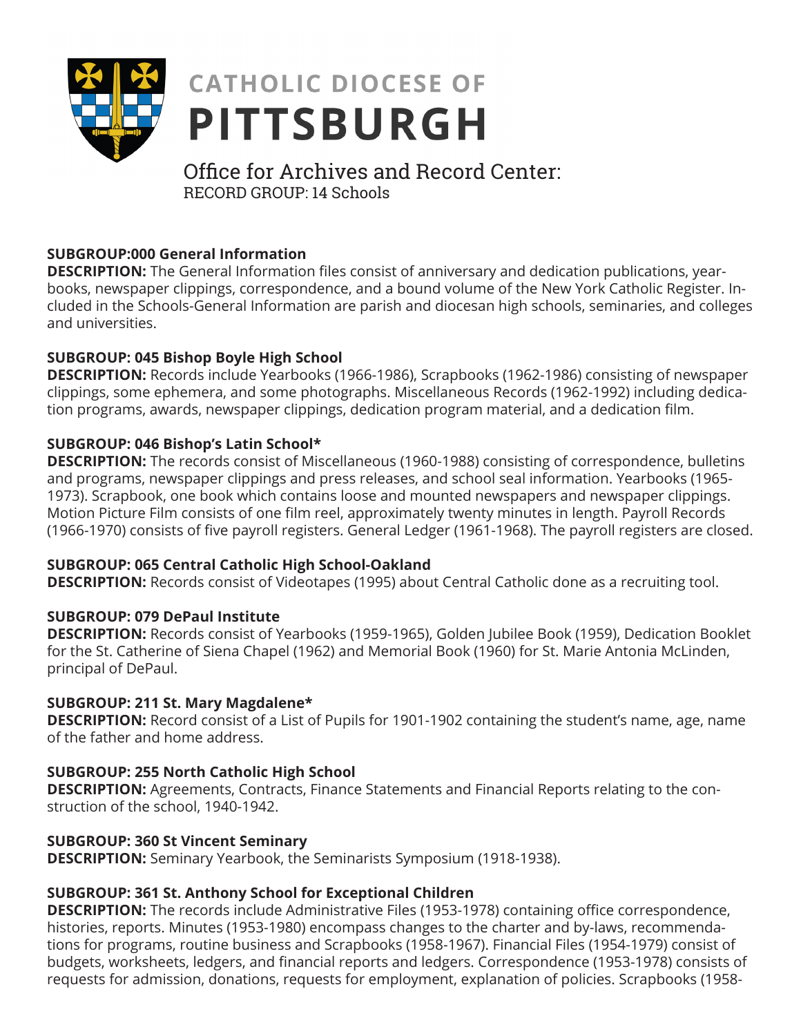# CATHOLIC DIOCESE OF PITTSBURGH

## Office for Archives and Record Center:
RECORD GROUP: 14 Schools

**SUBGROUP:000 General Information**
**DESCRIPTION:** The General Information files consist of anniversary and dedication publications, yearbooks, newspaper clippings, correspondence, and a bound volume of the New York Catholic Register. Included in the Schools-General Information are parish and diocesan high schools, seminaries, and colleges and universities.

**SUBGROUP: 045 Bishop Boyle High School**
**DESCRIPTION:** Records include Yearbooks (1966-1986), Scrapbooks (1962-1986) consisting of newspaper clippings, some ephemera, and some photographs. Miscellaneous Records (1962-1992) including dedication programs, awards, newspaper clippings, dedication program material, and a dedication film.

**SUBGROUP: 046 Bishop's Latin School***
**DESCRIPTION:** The records consist of Miscellaneous (1960-1988) consisting of correspondence, bulletins and programs, newspaper clippings and press releases, and school seal information. Yearbooks (1965-1973). Scrapbook, one book which contains loose and mounted newspapers and newspaper clippings. Motion Picture Film consists of one film reel, approximately twenty minutes in length. Payroll Records (1966-1970) consists of five payroll registers. General Ledger (1961-1968). The payroll registers are closed.

**SUBGROUP: 065 Central Catholic High School-Oakland**
**DESCRIPTION:** Records consist of Videotapes (1995) about Central Catholic done as a recruiting tool.

**SUBGROUP: 079 DePaul Institute**
**DESCRIPTION:** Records consist of Yearbooks (1959-1965), Golden Jubilee Book (1959), Dedication Booklet for the St. Catherine of Siena Chapel (1962) and Memorial Book (1960) for St. Marie Antonia McLinden, principal of DePaul.

**SUBGROUP: 211 St. Mary Magdalene***
**DESCRIPTION:** Record consist of a List of Pupils for 1901-1902 containing the student's name, age, name of the father and home address.

**SUBGROUP: 255 North Catholic High School**
**DESCRIPTION:** Agreements, Contracts, Finance Statements and Financial Reports relating to the construction of the school, 1940-1942.

**SUBGROUP: 360 St Vincent Seminary**
**DESCRIPTION:** Seminary Yearbook, the Seminarists Symposium (1918-1938).

**SUBGROUP: 361 St. Anthony School for Exceptional Children**
**DESCRIPTION:** The records include Administrative Files (1953-1978) containing office correspondence, histories, reports. Minutes (1953-1980) encompass changes to the charter and by-laws, recommendations for programs, routine business and Scrapbooks (1958-1967). Financial Files (1954-1979) consist of budgets, worksheets, ledgers, and financial reports and ledgers. Correspondence (1953-1978) consists of requests for admission, donations, requests for employment, explanation of policies. Scrapbooks (1958-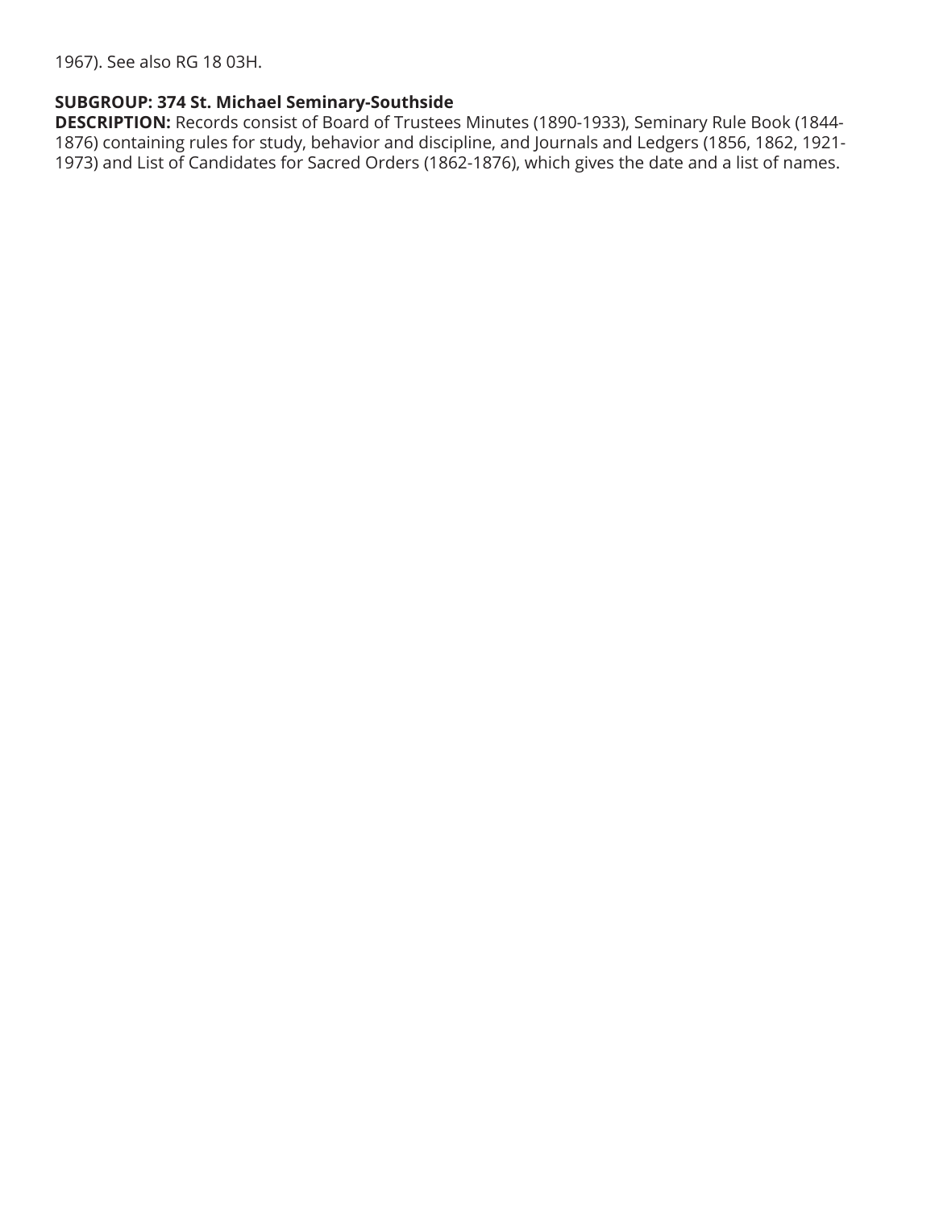1967). See also RG 18 03H.

**SUBGROUP: 374 St. Michael Seminary-Southside**
**DESCRIPTION:** Records consist of Board of Trustees Minutes (1890-1933), Seminary Rule Book (1844-1876) containing rules for study, behavior and discipline, and Journals and Ledgers (1856, 1862, 1921-1973) and List of Candidates for Sacred Orders (1862-1876), which gives the date and a list of names.